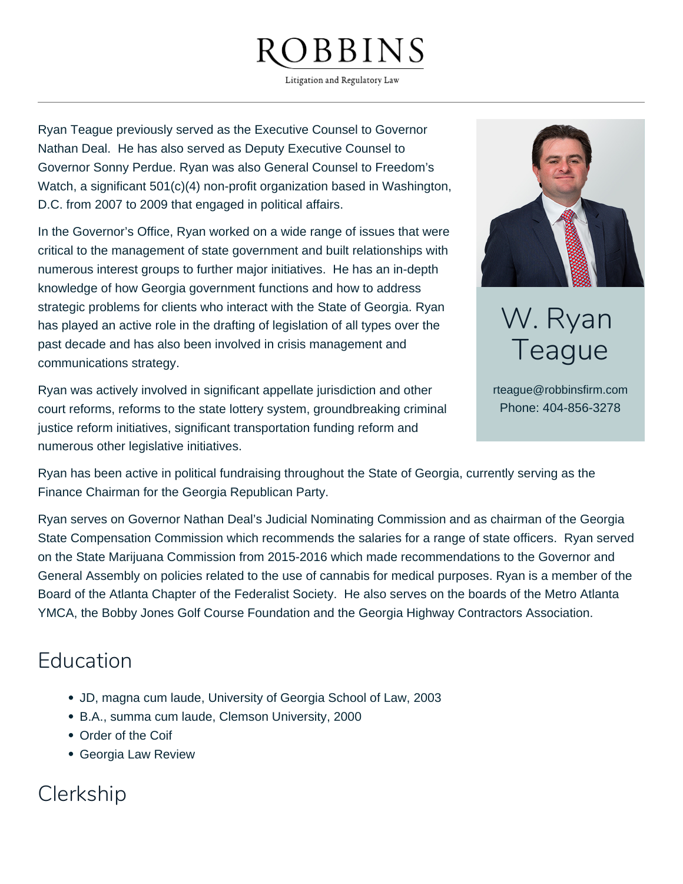# ROBBINS

Litigation and Regulatory Law

---

# W. Ryan Teague

rteague@robbinsfirm.com
Phone: 404-856-3278

Ryan Teague previously served as the Executive Counsel to Governor Nathan Deal. He has also served as Deputy Executive Counsel to Governor Sonny Perdue. Ryan was also General Counsel to Freedom's Watch, a significant 501(c)(4) non-profit organization based in Washington, D.C. from 2007 to 2009 that engaged in political affairs.

In the Governor's Office, Ryan worked on a wide range of issues that were critical to the management of state government and built relationships with numerous interest groups to further major initiatives. He has an in-depth knowledge of how Georgia government functions and how to address strategic problems for clients who interact with the State of Georgia. Ryan has played an active role in the drafting of legislation of all types over the past decade and has also been involved in crisis management and communications strategy.

Ryan was actively involved in significant appellate jurisdiction and other court reforms, reforms to the state lottery system, groundbreaking criminal justice reform initiatives, significant transportation funding reform and numerous other legislative initiatives.

Ryan has been active in political fundraising throughout the State of Georgia, currently serving as the Finance Chairman for the Georgia Republican Party.

Ryan serves on Governor Nathan Deal's Judicial Nominating Commission and as chairman of the Georgia State Compensation Commission which recommends the salaries for a range of state officers. Ryan served on the State Marijuana Commission from 2015-2016 which made recommendations to the Governor and General Assembly on policies related to the use of cannabis for medical purposes. Ryan is a member of the Board of the Atlanta Chapter of the Federalist Society. He also serves on the boards of the Metro Atlanta YMCA, the Bobby Jones Golf Course Foundation and the Georgia Highway Contractors Association.

## Education

- JD, magna cum laude, University of Georgia School of Law, 2003
- B.A., summa cum laude, Clemson University, 2000
- Order of the Coif
- Georgia Law Review

## Clerkship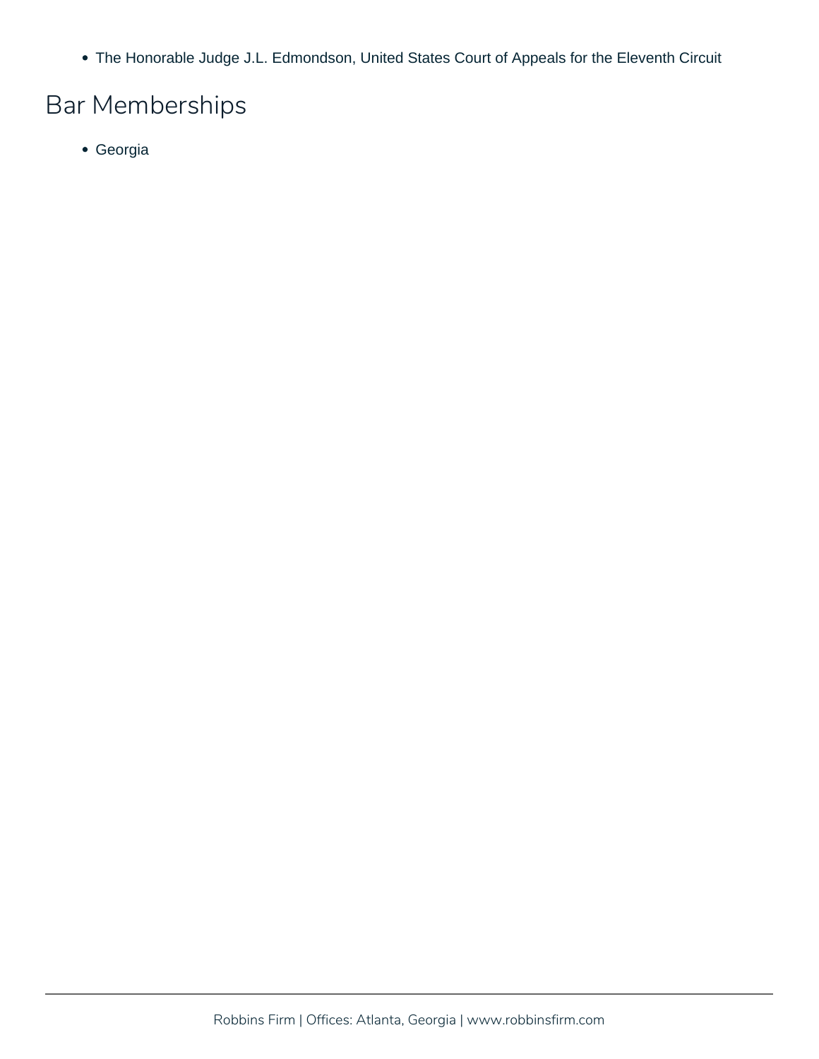- The Honorable Judge J.L. Edmondson, United States Court of Appeals for the Eleventh Circuit

## Bar Memberships

- Georgia